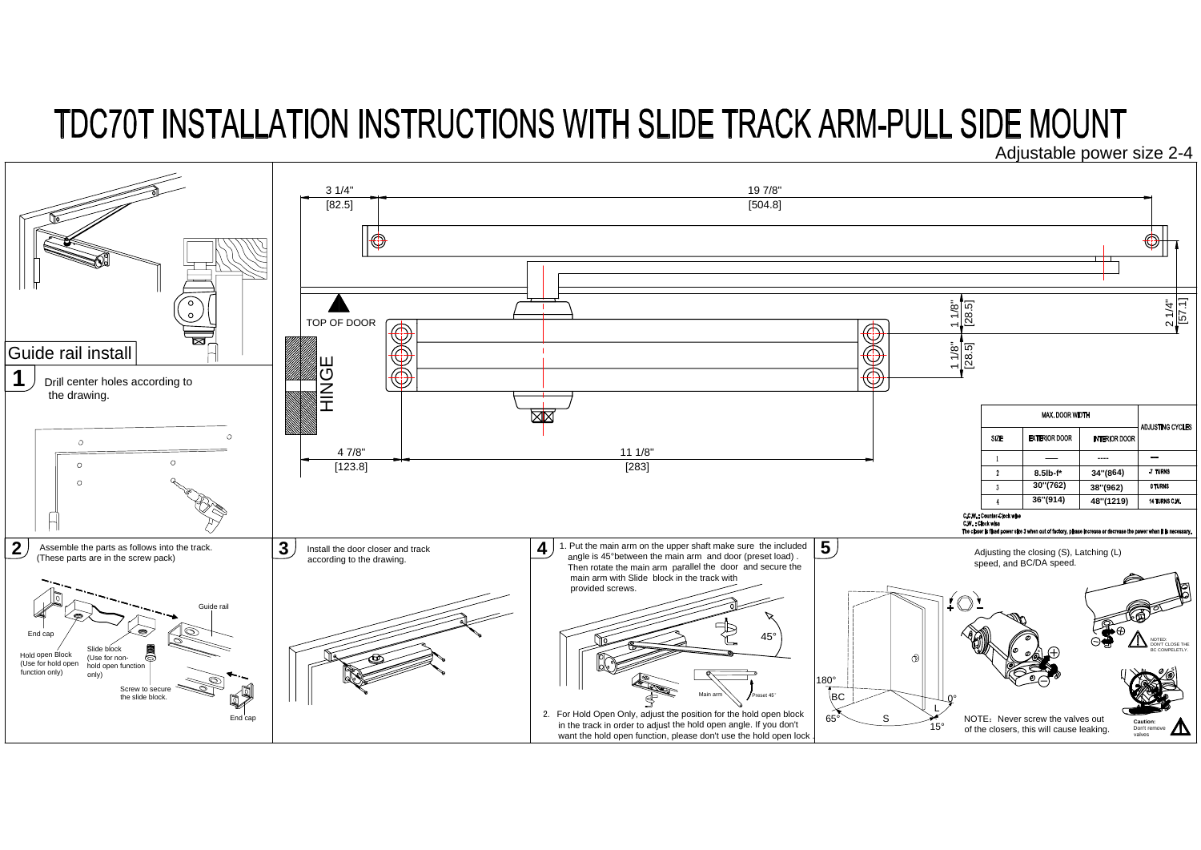# TDC70T INSTALLATION INSTRUCTIONS WITH SLIDE TRACK ARM-PULL SIDE MOUNT

Adjustable power size 2-4

## Guide rail install

**1** Drill center holes according to the drawing.

3 1/4" [82.5]

19 7/8" [504.8]

TOP OF DOOR

HINGE

1 1/8" [28.5]

1 1/8" [28.5]

2 1/4" [57.1]

4 7/8" [123.8]

11 1/8" [283]

| SIZE | MAX. DOOR WIDTH | | ADJUSTING CYCLES |
|---|---|---|---|
| | EXTERIOR DOOR | INTERIOR DOOR | |
| 1 | —— | ---- | — |
| 2 | 8.5lb-f* | 34"(864) | -7 TURNS |
| 3 | 30"(762) | 38"(962) | 0 TURNS |
| 4 | 36"(914) | 48"(1219) | 14 TURNS C.W. |

C.C.W.: Counter-Clock wise
C.W.: Clock wise
The closer is fixed power size 3 when out of factory, please increase or decrease the power when it is necessary.

**2** Assemble the parts as follows into the track. (These parts are in the screw pack)

End cap
Hold open Block (Use for hold open function only)
Slide block (Use for non-hold open function only)
Guide rail
Screw to secure the slide block.
End cap

**3** Install the door closer and track according to the drawing.

**4** 1. Put the main arm on the upper shaft make sure the included angle is 45°between the main arm and door (preset load). Then rotate the main arm parallel the door and secure the main arm with Slide block in the track with provided screws.

45°
Main arm
Preset 45°

2. For Hold Open Only, adjust the position for the hold open block in the track in order to adjust the hold open angle. If you don't want the hold open function, please don't use the hold open lock.

**5** Adjusting the closing (S), Latching (L) speed, and BC/DA speed.

180°
BC
65°
S
L
15°
0°

NOTE: Never screw the valves out of the closers, this will cause leaking.

NOTED: DON'T CLOSE THE BC COMPELETLY.

Caution: Don't remove valves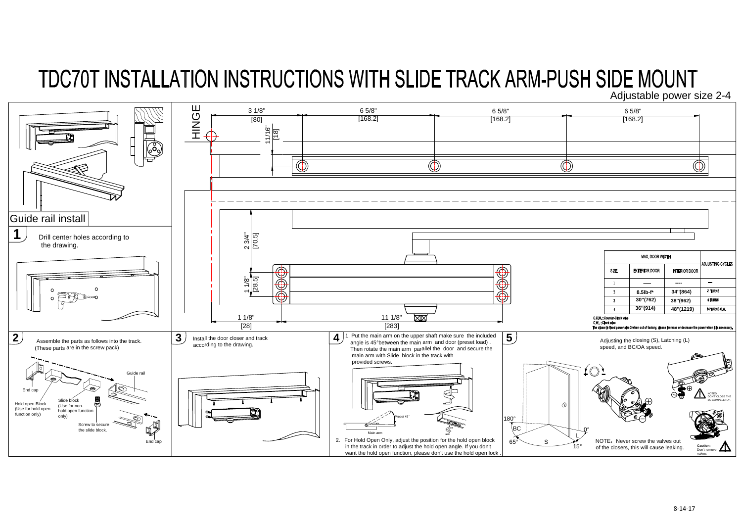# TDC70T INSTALLATION INSTRUCTIONS WITH SLIDE TRACK ARM-PUSH SIDE MOUNT

Adjustable power size 2-4

HINGE

3 1/8" [80]

6 5/8" [168.2]

6 5/8" [168.2]

6 5/8" [168.2]

11/16" [18]

2 3/4" [70.5]

1 1/8" [28.5]

1 1/8" [28]

11 1/8" [283]

| SIZE | MAX. DOOR WIDTH | | ADJUSTING CYCLES |
|---|---|---|---|
| | EXTERIOR DOOR | INTERIOR DOOR | |
| 1 | —— | ---- | — |
| 2 | 8.5lb-f* | 34"(864) | 4 TURNS |
| 3 | 30"(762) | 38"(962) | 8 TURNS |
| 4 | 36"(914) | 48"(1219) | 14 TURNS C.W. |

C.C.W. : Counter-Clock wise
C.W. : Clock wise
The closer is fixed power size 3 when out of factory, please increase or decrease the power when it is necessary.

## Guide rail install

**1** Drill center holes according to the drawing.

**2** Assemble the parts as follows into the track. (These parts are in the screw pack)

Guide rail
End cap
Hold open Block (Use for hold open function only)
Slide block (Use for non-hold open function only)
Screw to secure the slide block.
End cap

**3** Install the door closer and track according to the drawing.

**4**
1. Put the main arm on the upper shaft make sure the included angle is 45°between the main arm and door (preset load) . Then rotate the main arm parallel the door and secure the main arm with Slide block in the track with provided screws.

Preset 45°
Main arm

2. For Hold Open Only, adjust the position for the hold open block in the track in order to adjust the hold open angle. If you don't want the hold open function, please don't use the hold open lock .

**5** Adjusting the closing (S), Latching (L) speed, and BC/DA speed.

180°
BC
65°
S
15°
L
0°

NOTE：Never screw the valves out of the closers, this will cause leaking.

NOTED: DON'T CLOSE THE BC COMPELETLY.

Caution: Don't remove valves

8-14-17